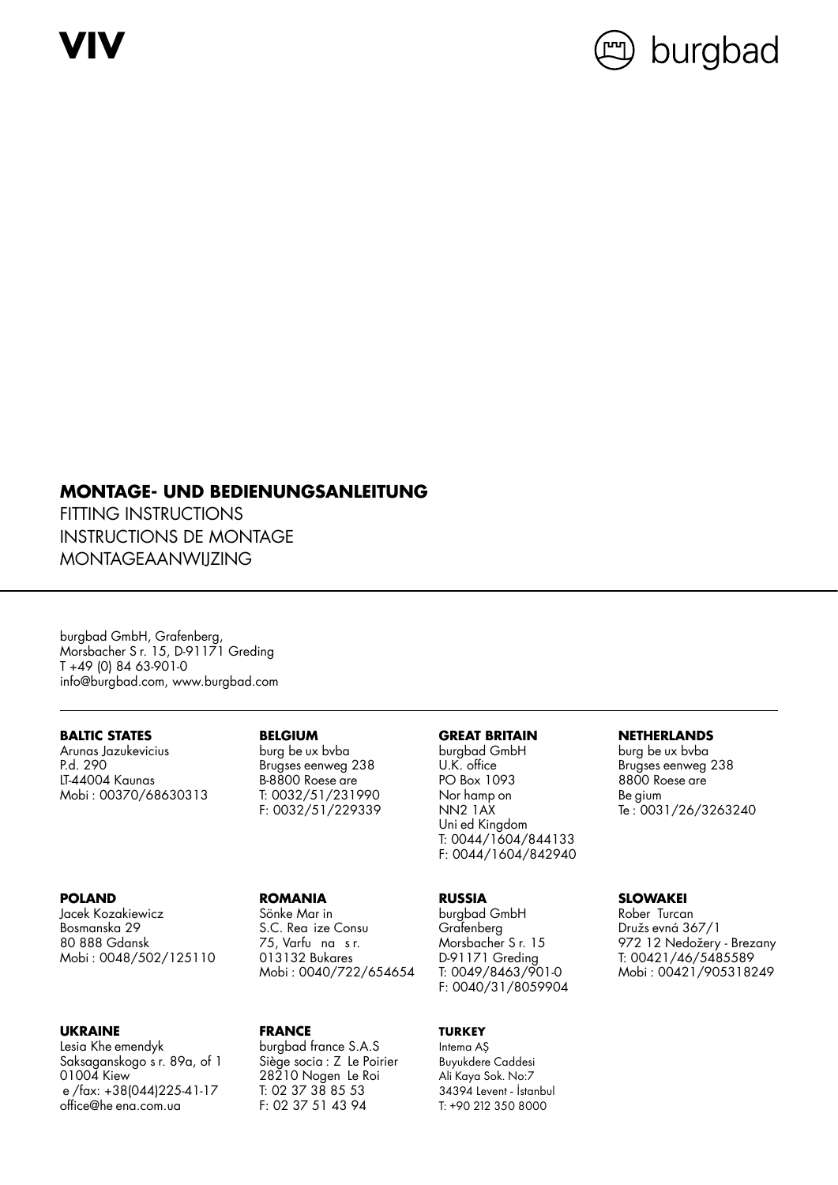VIV

burgbad

**MONTAGE- UND BEDIENUNGSANLEITUNG**

FITTING INSTRUCTIONS

INSTRUCTIONS DE MONTAGE

MONTAGEAANWIJZING

---

burgbad GmbH, Grafenberg,
Morsbacher S r. 15, D-91171 Greding
T +49 (0) 84 63-901-0
info@burgbad.com, www.burgbad.com

---

**BALTIC STATES**
Arunas Jazukevicius
P.d. 290
LT-44004 Kaunas
Mobi : 00370/68630313

**BELGIUM**
burg be ux bvba
Brugses eenweg 238
B-8800 Roese are
T: 0032/51/231990
F: 0032/51/229339

**GREAT BRITAIN**
burgbad GmbH
U.K. office
PO Box 1093
Nor hamp on
NN2 1AX
Uni ed Kingdom
T: 0044/1604/844133
F: 0044/1604/842940

**NETHERLANDS**
burg be ux bvba
Brugses eenweg 238
8800 Roese are
Be gium
Te : 0031/26/3263240

**POLAND**
Jacek Kozakiewicz
Bosmanska 29
80 888 Gdansk
Mobi : 0048/502/125110

**ROMANIA**
Sönke Mar in
S.C. Rea ize Consu
75, Varfu na s r.
013132 Bukares
Mobi : 0040/722/654654

**RUSSIA**
burgbad GmbH
Grafenberg
Morsbacher S r. 15
D-91171 Greding
T: 0049/8463/901-0
F: 0040/31/8059904

**SLOWAKEI**
Rober Turcan
Družs evná 367/1
972 12 Nedožery - Brezany
T: 00421/46/5485589
Mobi : 00421/905318249

**UKRAINE**
Lesia Khe emendyk
Saksaganskogo s r. 89a, of 1
01004 Kiew
e /fax: +38(044)225-41-17
office@he ena.com.ua

**FRANCE**
burgbad france S.A.S
Siège socia : Z Le Poirier
28210 Nogen Le Roi
T: 02 37 38 85 53
F: 02 37 51 43 94

**TURKEY**
Intema AŞ
Buyukdere Caddesi
Ali Kaya Sok. No:7
34394 Levent - İstanbul
T: +90 212 350 8000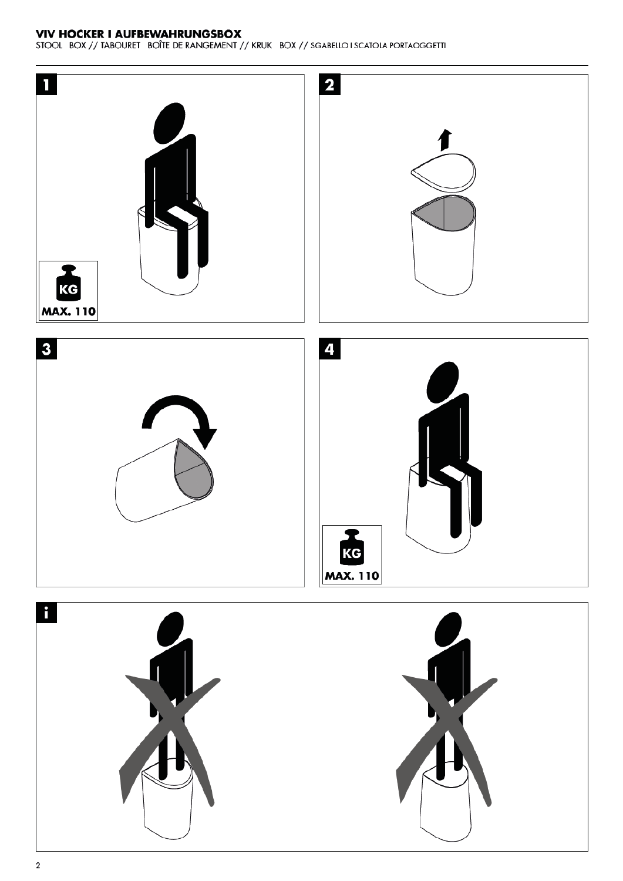# VIV HOCKER I AUFBEWAHRUNGSBOX

STOOL BOX // TABOURET BOÎTE DE RANGEMENT // KRUK BOX // SGABELLO I SCATOLA PORTAOGGETTI

**1**

KG

**MAX. 110**

**2**

**3**

**4**

KG

**MAX. 110**

**i**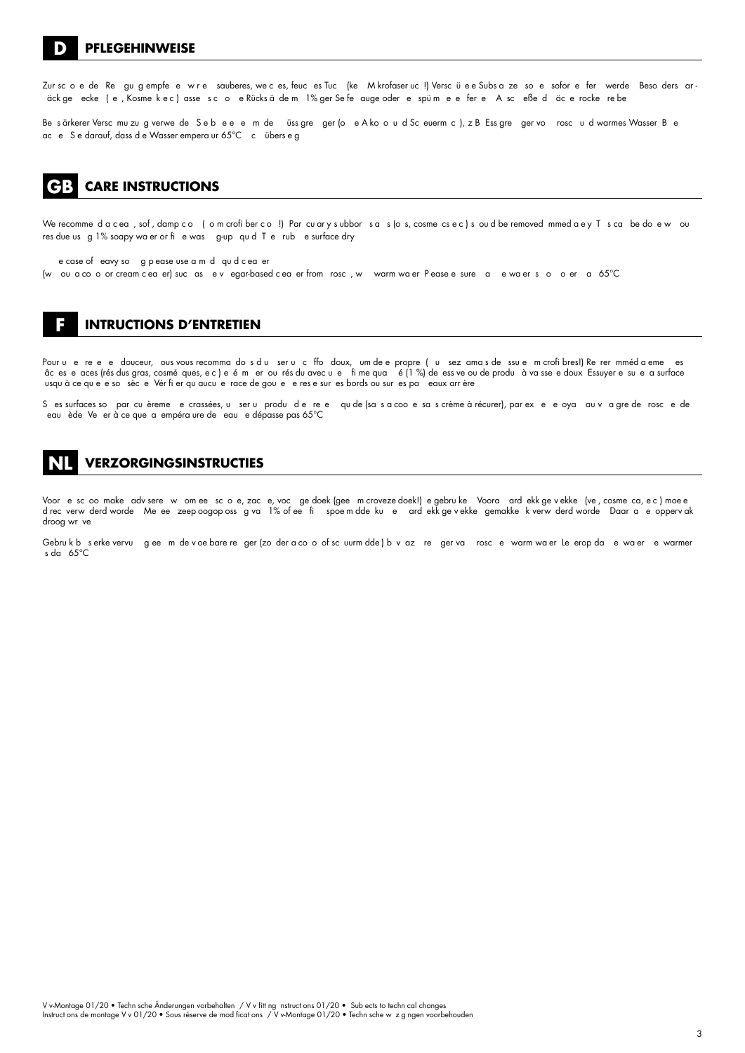# D PFLEGEHINWEISE

Zur sc o e de Re gu g empfe e w r e sauberes, we c es, feuc es Tuc (ke M krofaser uc !) Versc ü e e Subs a ze so e sofor e fer werde Beso ders ar - äck ge ecke ( e , Kosme k e c ) asse s c o e Rücks ä de m 1% ger Se fe auge oder e spü m e e fer e A sc eße d äc e rocke re be

Be s ärkerer Versc mu zu g verwe de S e b e e e m de üss gre ger (o e A ko o u d Sc euerm c ), z B Ess gre ger vo rosc u d warmes Wasser B e ac e S e darauf, dass d e Wasser empera ur 65°C c übers e g

# GB CARE INSTRUCTIONS

We recomme d a c ea , sof , damp c o ( o m crofi ber c o !) Par cu ar y s ubbor s a s (o s, cosme cs e c ) s ou d be removed mmed a e y T s ca be do e w ou res due us g 1% soapy wa er or fi e was g-up qu d T e rub e surface dry

e case of eavy so g p ease use a m d qu d c ea er
(w ou a co o or cream c ea er) suc as e v egar-based c ea er from rosc , w warm wa er P ease e sure a e wa er s o o er a 65°C

# F INTRUCTIONS D'ENTRETIEN

Pour u e re e e douceur, ous vous recomma do s d u ser u c ffo doux, um de e propre ( u sez ama s de ssu e m crofi bres!) Re rer mméd a eme es âc es e aces (rés dus gras, cosmé ques, e c ) e é m er ou rés du avec u e fi me qua é (1 %) de ess ve ou de produ à va sse e doux Essuyer e su e a surface usqu à ce qu e e so sèc e Vér fi er qu aucu e race de gou e e res e sur es bords ou sur es pa eaux arr ère

S es surfaces so par cu èreme e crassées, u ser u produ d e re e qu de (sa s a coo e sa s crème à récurer), par ex e e oya au v a gre de rosc e de eau ède Ve er à ce que a empéra ure de eau e dépasse pas 65°C

# NL VERZORGINGSINSTRUCTIES

Voor e sc oo make adv sere w om ee sc o e, zac e, voc ge doek (gee m croveze doek!) e gebru ke Voora ard ekk ge v ekke (ve , cosme ca, e c ) moe e d rec verw derd worde Me ee zeep oogop oss g va 1% of ee fi spoe m dde ku e ard ekk ge v ekke gemakke k verw derd worde Daar a e opperv ak droog wr ve

Gebru k b s erke vervu g ee m de v oe bare re ger (zo der a co o of sc uurm dde ) b v az re ger va rosc e warm wa er Le erop da e wa er e warmer s da 65°C